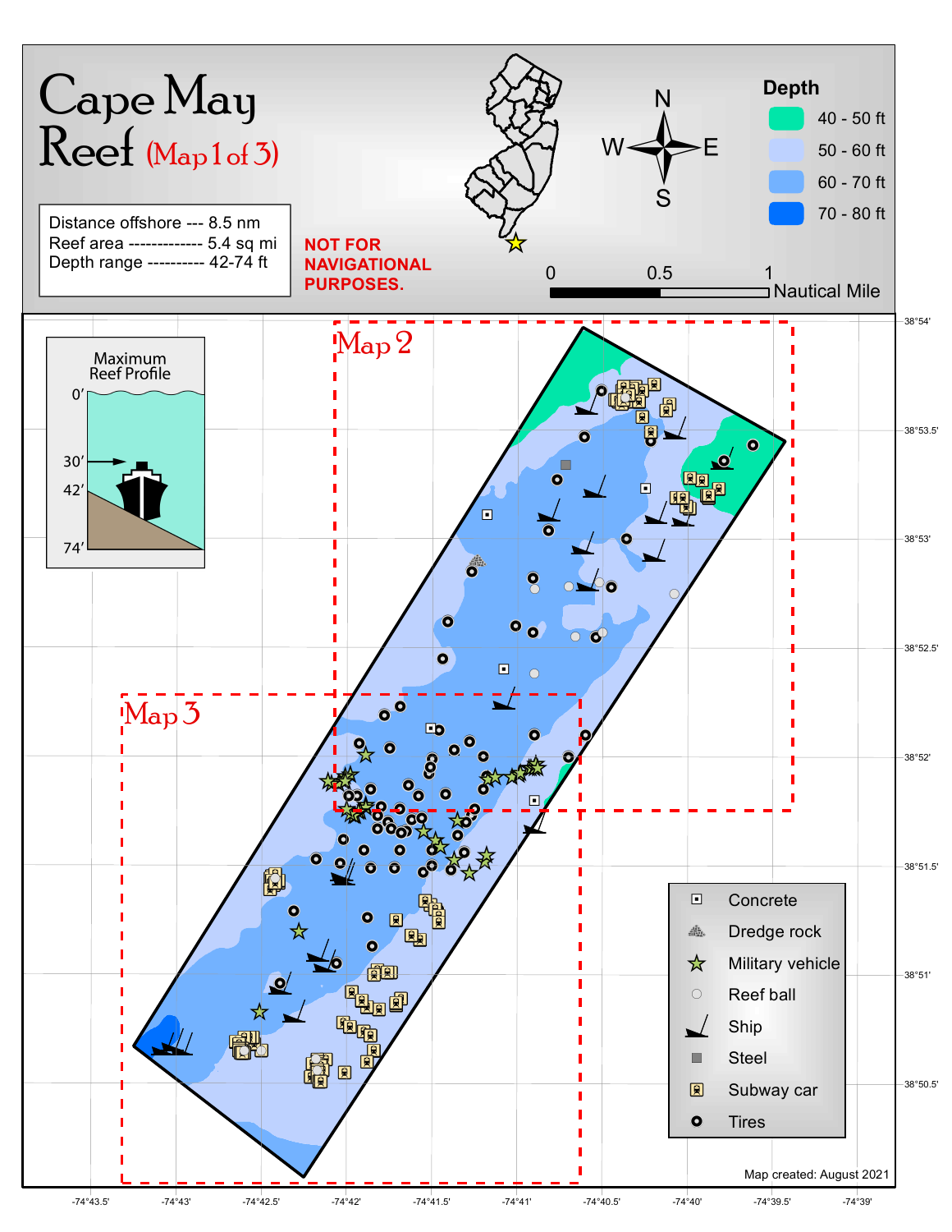# Cape May Reef (Map 1 of 3)

Distance offshore --- 8.5 nm
Reef area ------------- 5.4 sq mi
Depth range ---------- 42-74 ft

**NOT FOR NAVIGATIONAL PURPOSES.**

N W E S

0 0.5 1 Nautical Mile

**Depth**

- 40 - 50 ft
- 50 - 60 ft
- 60 - 70 ft
- 70 - 80 ft

Maximum Reef Profile

0′ 30′ 42′ 74′

Map 2

Map 3

- Concrete
- Dredge rock
- Military vehicle
- Reef ball
- Ship
- Steel
- Subway car
- Tires

38°54′ 38°53.5′ 38°53′ 38°52.5′ 38°52′ 38°51.5′ 38°51′ 38°50.5′

-74°43.5′ -74°43′ -74°42.5′ -74°42′ -74°41.5′ -74°41′ -74°40.5′ -74°40′ -74°39.5′ -74°39′

Map created: August 2021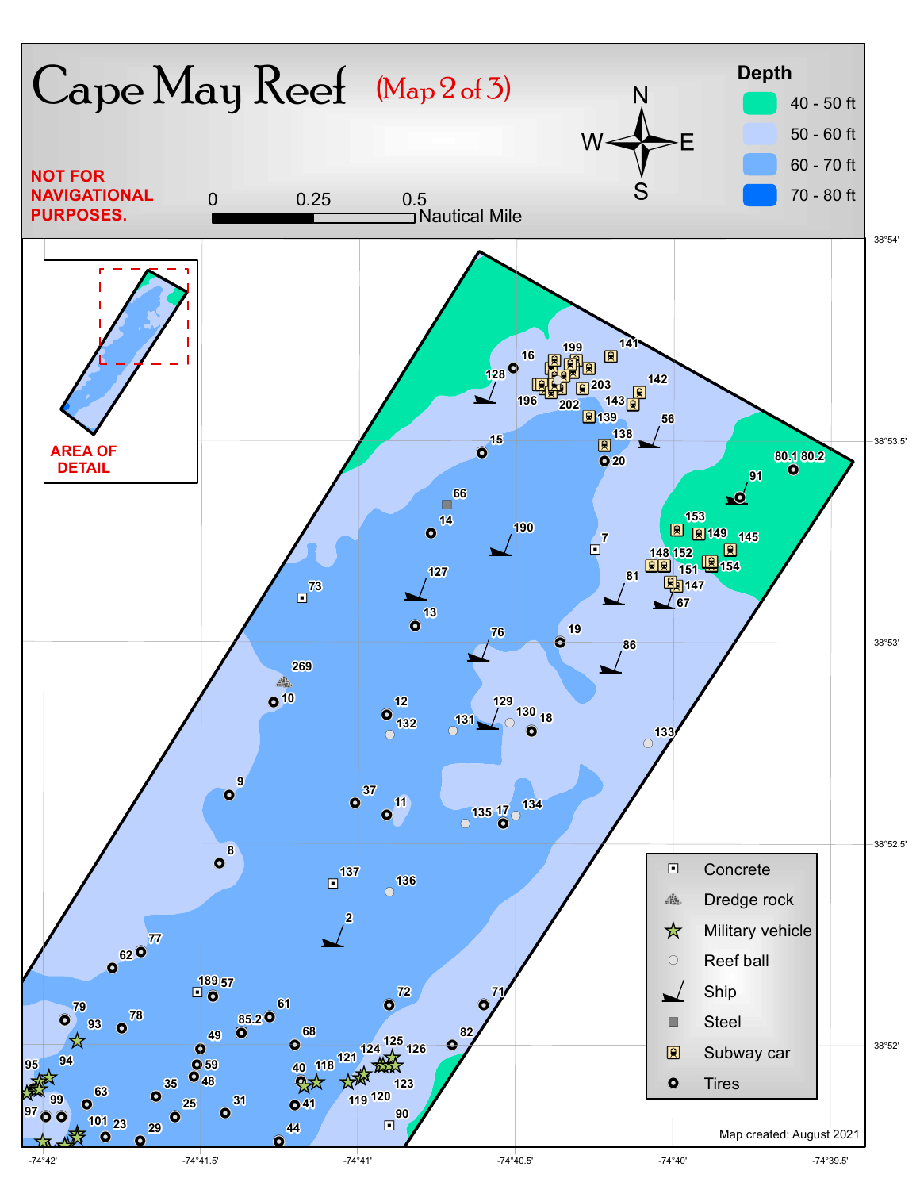# Cape May Reef (Map 2 of 3)

**NOT FOR NAVIGATIONAL PURPOSES.**

0 0.25 0.5 Nautical Mile

N S W E

**Depth**

- 40 - 50 ft
- 50 - 60 ft
- 60 - 70 ft
- 70 - 80 ft

AREA OF DETAIL

- Concrete
- Dredge rock
- Military vehicle
- Reef ball
- Ship
- Steel
- Subway car
- Tires

Map created: August 2021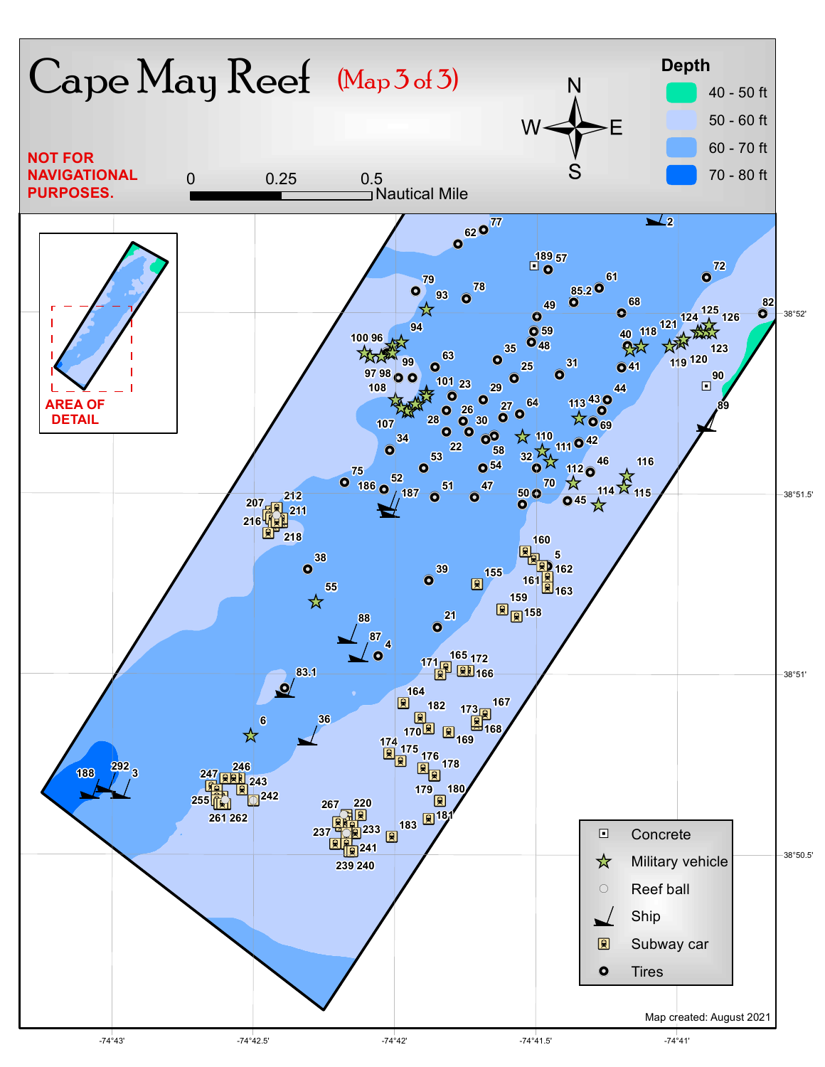# Cape May Reef (Map 3 of 3)

**NOT FOR NAVIGATIONAL PURPOSES.**

0 0.25 0.5 Nautical Mile

N E S W

**Depth**

- 40 - 50 ft
- 50 - 60 ft
- 60 - 70 ft
- 70 - 80 ft

AREA OF DETAIL

| Legend |
| --- |
| Concrete |
| Military vehicle |
| Reef ball |
| Ship |
| Subway car |
| Tires |

38°52' 38°51.5' 38°51' 38°50.5'

-74°43' -74°42.5' -74°42' -74°41.5' -74°41'

Map created: August 2021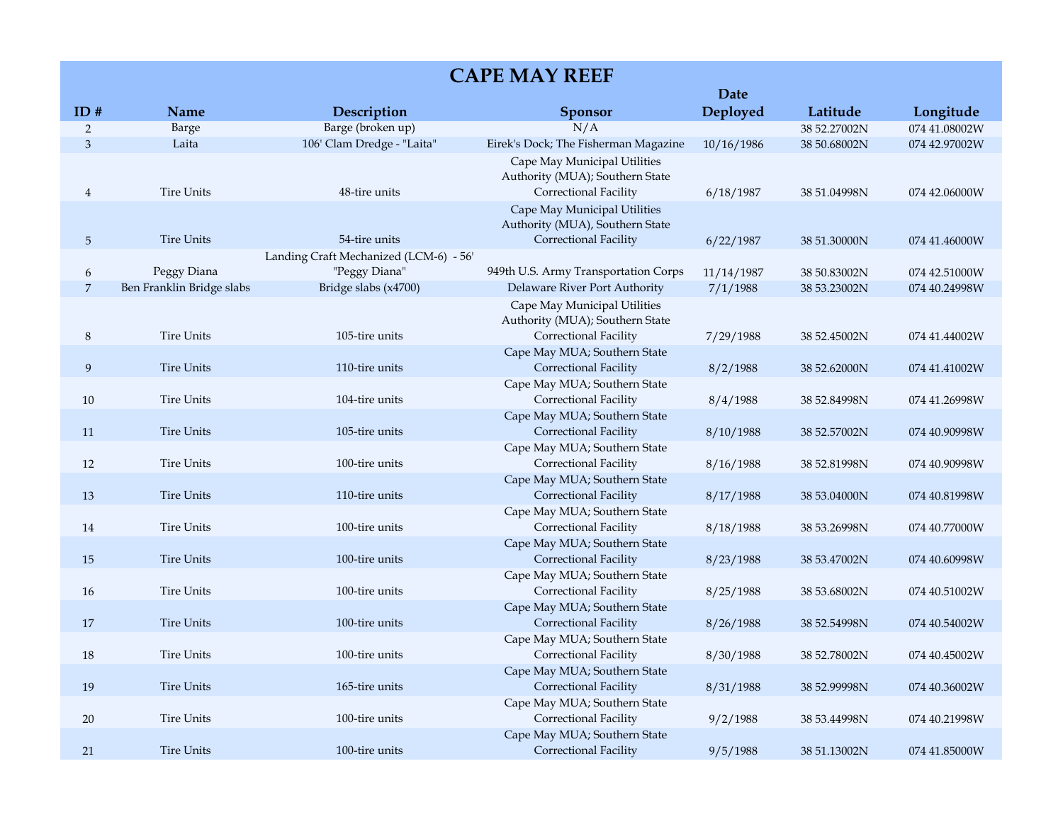# CAPE MAY REEF

| ID # | Name | Description | Sponsor | Date Deployed | Latitude | Longitude |
|---|---|---|---|---|---|---|
| 2 | Barge | Barge (broken up) | N/A | | 38 52.27002N | 074 41.08002W |
| 3 | Laita | 106' Clam Dredge - "Laita" | Eirek's Dock; The Fisherman Magazine | 10/16/1986 | 38 50.68002N | 074 42.97002W |
| 4 | Tire Units | 48-tire units | Cape May Municipal Utilities Authority (MUA); Southern State Correctional Facility | 6/18/1987 | 38 51.04998N | 074 42.06000W |
| 5 | Tire Units | 54-tire units | Cape May Municipal Utilities Authority (MUA), Southern State Correctional Facility | 6/22/1987 | 38 51.30000N | 074 41.46000W |
| 6 | Peggy Diana | Landing Craft Mechanized (LCM-6) - 56' "Peggy Diana" | 949th U.S. Army Transportation Corps | 11/14/1987 | 38 50.83002N | 074 42.51000W |
| 7 | Ben Franklin Bridge slabs | Bridge slabs (x4700) | Delaware River Port Authority | 7/1/1988 | 38 53.23002N | 074 40.24998W |
| 8 | Tire Units | 105-tire units | Cape May Municipal Utilities Authority (MUA); Southern State Correctional Facility | 7/29/1988 | 38 52.45002N | 074 41.44002W |
| 9 | Tire Units | 110-tire units | Cape May MUA; Southern State Correctional Facility | 8/2/1988 | 38 52.62000N | 074 41.41002W |
| 10 | Tire Units | 104-tire units | Cape May MUA; Southern State Correctional Facility | 8/4/1988 | 38 52.84998N | 074 41.26998W |
| 11 | Tire Units | 105-tire units | Cape May MUA; Southern State Correctional Facility | 8/10/1988 | 38 52.57002N | 074 40.90998W |
| 12 | Tire Units | 100-tire units | Cape May MUA; Southern State Correctional Facility | 8/16/1988 | 38 52.81998N | 074 40.90998W |
| 13 | Tire Units | 110-tire units | Cape May MUA; Southern State Correctional Facility | 8/17/1988 | 38 53.04000N | 074 40.81998W |
| 14 | Tire Units | 100-tire units | Cape May MUA; Southern State Correctional Facility | 8/18/1988 | 38 53.26998N | 074 40.77000W |
| 15 | Tire Units | 100-tire units | Cape May MUA; Southern State Correctional Facility | 8/23/1988 | 38 53.47002N | 074 40.60998W |
| 16 | Tire Units | 100-tire units | Cape May MUA; Southern State Correctional Facility | 8/25/1988 | 38 53.68002N | 074 40.51002W |
| 17 | Tire Units | 100-tire units | Cape May MUA; Southern State Correctional Facility | 8/26/1988 | 38 52.54998N | 074 40.54002W |
| 18 | Tire Units | 100-tire units | Cape May MUA; Southern State Correctional Facility | 8/30/1988 | 38 52.78002N | 074 40.45002W |
| 19 | Tire Units | 165-tire units | Cape May MUA; Southern State Correctional Facility | 8/31/1988 | 38 52.99998N | 074 40.36002W |
| 20 | Tire Units | 100-tire units | Cape May MUA; Southern State Correctional Facility | 9/2/1988 | 38 53.44998N | 074 40.21998W |
| 21 | Tire Units | 100-tire units | Cape May MUA; Southern State Correctional Facility | 9/5/1988 | 38 51.13002N | 074 41.85000W |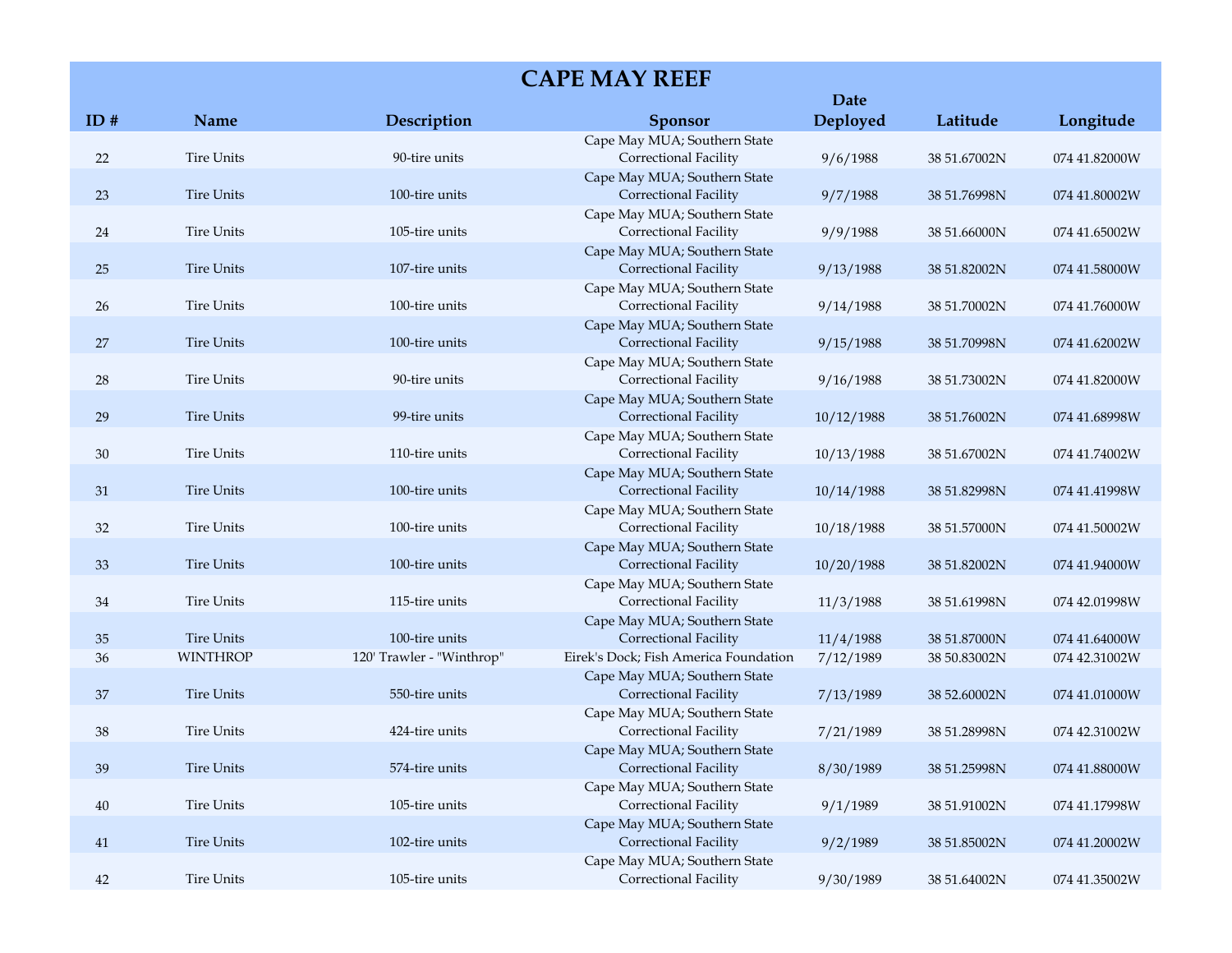# CAPE MAY REEF

| ID # | Name | Description | Sponsor | Date Deployed | Latitude | Longitude |
|---|---|---|---|---|---|---|
| 22 | Tire Units | 90-tire units | Cape May MUA; Southern State Correctional Facility | 9/6/1988 | 38 51.67002N | 074 41.82000W |
| 23 | Tire Units | 100-tire units | Cape May MUA; Southern State Correctional Facility | 9/7/1988 | 38 51.76998N | 074 41.80002W |
| 24 | Tire Units | 105-tire units | Cape May MUA; Southern State Correctional Facility | 9/9/1988 | 38 51.66000N | 074 41.65002W |
| 25 | Tire Units | 107-tire units | Cape May MUA; Southern State Correctional Facility | 9/13/1988 | 38 51.82002N | 074 41.58000W |
| 26 | Tire Units | 100-tire units | Cape May MUA; Southern State Correctional Facility | 9/14/1988 | 38 51.70002N | 074 41.76000W |
| 27 | Tire Units | 100-tire units | Cape May MUA; Southern State Correctional Facility | 9/15/1988 | 38 51.70998N | 074 41.62002W |
| 28 | Tire Units | 90-tire units | Cape May MUA; Southern State Correctional Facility | 9/16/1988 | 38 51.73002N | 074 41.82000W |
| 29 | Tire Units | 99-tire units | Cape May MUA; Southern State Correctional Facility | 10/12/1988 | 38 51.76002N | 074 41.68998W |
| 30 | Tire Units | 110-tire units | Cape May MUA; Southern State Correctional Facility | 10/13/1988 | 38 51.67002N | 074 41.74002W |
| 31 | Tire Units | 100-tire units | Cape May MUA; Southern State Correctional Facility | 10/14/1988 | 38 51.82998N | 074 41.41998W |
| 32 | Tire Units | 100-tire units | Cape May MUA; Southern State Correctional Facility | 10/18/1988 | 38 51.57000N | 074 41.50002W |
| 33 | Tire Units | 100-tire units | Cape May MUA; Southern State Correctional Facility | 10/20/1988 | 38 51.82002N | 074 41.94000W |
| 34 | Tire Units | 115-tire units | Cape May MUA; Southern State Correctional Facility | 11/3/1988 | 38 51.61998N | 074 42.01998W |
| 35 | Tire Units | 100-tire units | Cape May MUA; Southern State Correctional Facility | 11/4/1988 | 38 51.87000N | 074 41.64000W |
| 36 | WINTHROP | 120' Trawler - "Winthrop" | Eirek's Dock; Fish America Foundation | 7/12/1989 | 38 50.83002N | 074 42.31002W |
| 37 | Tire Units | 550-tire units | Cape May MUA; Southern State Correctional Facility | 7/13/1989 | 38 52.60002N | 074 41.01000W |
| 38 | Tire Units | 424-tire units | Cape May MUA; Southern State Correctional Facility | 7/21/1989 | 38 51.28998N | 074 42.31002W |
| 39 | Tire Units | 574-tire units | Cape May MUA; Southern State Correctional Facility | 8/30/1989 | 38 51.25998N | 074 41.88000W |
| 40 | Tire Units | 105-tire units | Cape May MUA; Southern State Correctional Facility | 9/1/1989 | 38 51.91002N | 074 41.17998W |
| 41 | Tire Units | 102-tire units | Cape May MUA; Southern State Correctional Facility | 9/2/1989 | 38 51.85002N | 074 41.20002W |
| 42 | Tire Units | 105-tire units | Cape May MUA; Southern State Correctional Facility | 9/30/1989 | 38 51.64002N | 074 41.35002W |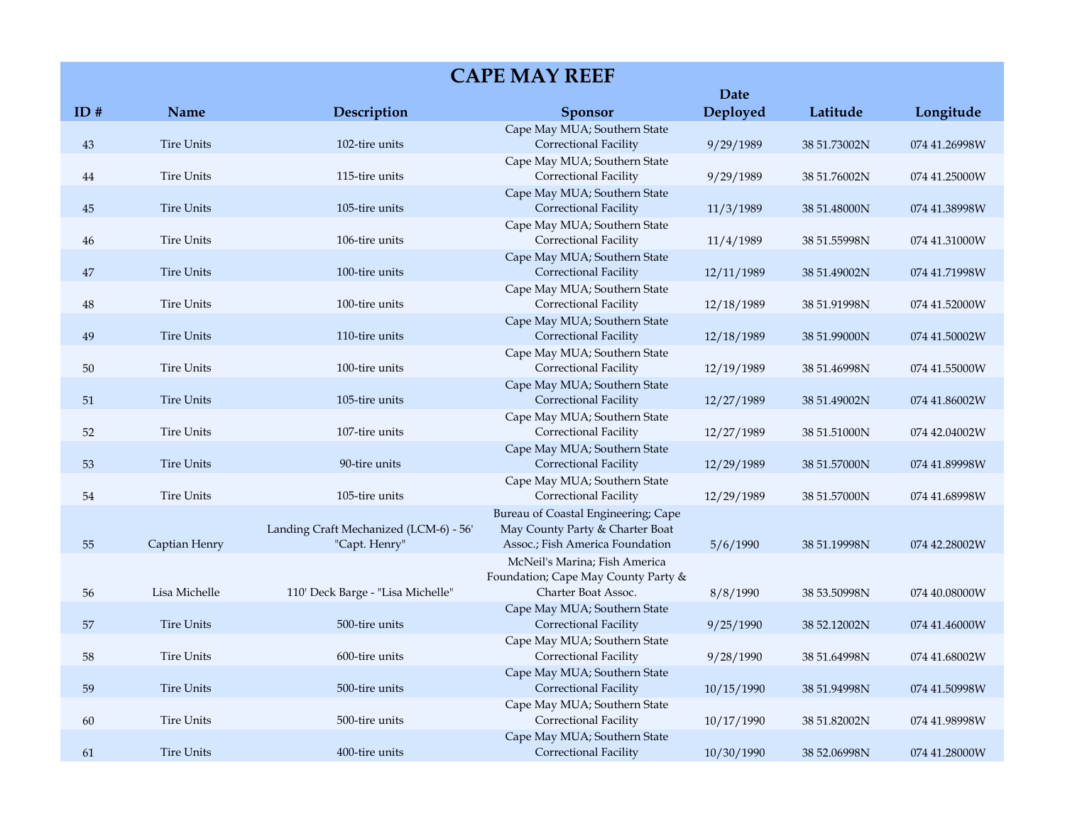# CAPE MAY REEF

| ID # | Name | Description | Sponsor | Date Deployed | Latitude | Longitude |
|---|---|---|---|---|---|---|
| 43 | Tire Units | 102-tire units | Cape May MUA; Southern State Correctional Facility | 9/29/1989 | 38 51.73002N | 074 41.26998W |
| 44 | Tire Units | 115-tire units | Cape May MUA; Southern State Correctional Facility | 9/29/1989 | 38 51.76002N | 074 41.25000W |
| 45 | Tire Units | 105-tire units | Cape May MUA; Southern State Correctional Facility | 11/3/1989 | 38 51.48000N | 074 41.38998W |
| 46 | Tire Units | 106-tire units | Cape May MUA; Southern State Correctional Facility | 11/4/1989 | 38 51.55998N | 074 41.31000W |
| 47 | Tire Units | 100-tire units | Cape May MUA; Southern State Correctional Facility | 12/11/1989 | 38 51.49002N | 074 41.71998W |
| 48 | Tire Units | 100-tire units | Cape May MUA; Southern State Correctional Facility | 12/18/1989 | 38 51.91998N | 074 41.52000W |
| 49 | Tire Units | 110-tire units | Cape May MUA; Southern State Correctional Facility | 12/18/1989 | 38 51.99000N | 074 41.50002W |
| 50 | Tire Units | 100-tire units | Cape May MUA; Southern State Correctional Facility | 12/19/1989 | 38 51.46998N | 074 41.55000W |
| 51 | Tire Units | 105-tire units | Cape May MUA; Southern State Correctional Facility | 12/27/1989 | 38 51.49002N | 074 41.86002W |
| 52 | Tire Units | 107-tire units | Cape May MUA; Southern State Correctional Facility | 12/27/1989 | 38 51.51000N | 074 42.04002W |
| 53 | Tire Units | 90-tire units | Cape May MUA; Southern State Correctional Facility | 12/29/1989 | 38 51.57000N | 074 41.89998W |
| 54 | Tire Units | 105-tire units | Cape May MUA; Southern State Correctional Facility | 12/29/1989 | 38 51.57000N | 074 41.68998W |
| 55 | Captian Henry | Landing Craft Mechanized (LCM-6) - 56' "Capt. Henry" | Bureau of Coastal Engineering; Cape May County Party & Charter Boat Assoc.; Fish America Foundation | 5/6/1990 | 38 51.19998N | 074 42.28002W |
| 56 | Lisa Michelle | 110' Deck Barge - "Lisa Michelle" | McNeil's Marina; Fish America Foundation; Cape May County Party & Charter Boat Assoc. | 8/8/1990 | 38 53.50998N | 074 40.08000W |
| 57 | Tire Units | 500-tire units | Cape May MUA; Southern State Correctional Facility | 9/25/1990 | 38 52.12002N | 074 41.46000W |
| 58 | Tire Units | 600-tire units | Cape May MUA; Southern State Correctional Facility | 9/28/1990 | 38 51.64998N | 074 41.68002W |
| 59 | Tire Units | 500-tire units | Cape May MUA; Southern State Correctional Facility | 10/15/1990 | 38 51.94998N | 074 41.50998W |
| 60 | Tire Units | 500-tire units | Cape May MUA; Southern State Correctional Facility | 10/17/1990 | 38 51.82002N | 074 41.98998W |
| 61 | Tire Units | 400-tire units | Cape May MUA; Southern State Correctional Facility | 10/30/1990 | 38 52.06998N | 074 41.28000W |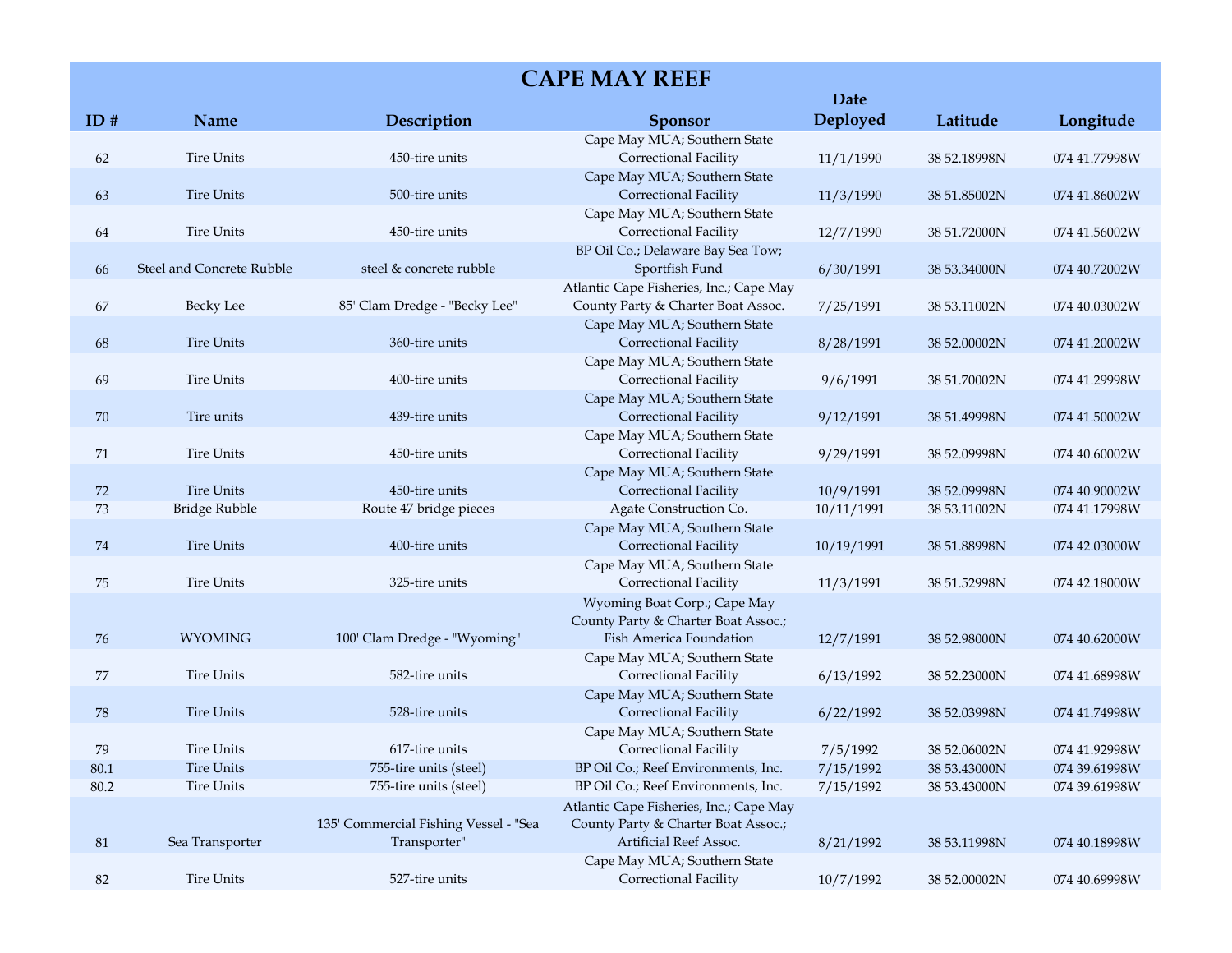# CAPE MAY REEF

| ID # | Name | Description | Sponsor | Date Deployed | Latitude | Longitude |
|---|---|---|---|---|---|---|
| 62 | Tire Units | 450-tire units | Cape May MUA; Southern State Correctional Facility | 11/1/1990 | 38 52.18998N | 074 41.77998W |
| 63 | Tire Units | 500-tire units | Cape May MUA; Southern State Correctional Facility | 11/3/1990 | 38 51.85002N | 074 41.86002W |
| 64 | Tire Units | 450-tire units | Cape May MUA; Southern State Correctional Facility | 12/7/1990 | 38 51.72000N | 074 41.56002W |
| 66 | Steel and Concrete Rubble | steel & concrete rubble | BP Oil Co.; Delaware Bay Sea Tow; Sportfish Fund | 6/30/1991 | 38 53.34000N | 074 40.72002W |
| 67 | Becky Lee | 85' Clam Dredge - "Becky Lee" | Atlantic Cape Fisheries, Inc.; Cape May County Party & Charter Boat Assoc. | 7/25/1991 | 38 53.11002N | 074 40.03002W |
| 68 | Tire Units | 360-tire units | Cape May MUA; Southern State Correctional Facility | 8/28/1991 | 38 52.00002N | 074 41.20002W |
| 69 | Tire Units | 400-tire units | Cape May MUA; Southern State Correctional Facility | 9/6/1991 | 38 51.70002N | 074 41.29998W |
| 70 | Tire units | 439-tire units | Cape May MUA; Southern State Correctional Facility | 9/12/1991 | 38 51.49998N | 074 41.50002W |
| 71 | Tire Units | 450-tire units | Cape May MUA; Southern State Correctional Facility | 9/29/1991 | 38 52.09998N | 074 40.60002W |
| 72 | Tire Units | 450-tire units | Cape May MUA; Southern State Correctional Facility | 10/9/1991 | 38 52.09998N | 074 40.90002W |
| 73 | Bridge Rubble | Route 47 bridge pieces | Agate Construction Co. | 10/11/1991 | 38 53.11002N | 074 41.17998W |
| 74 | Tire Units | 400-tire units | Cape May MUA; Southern State Correctional Facility | 10/19/1991 | 38 51.88998N | 074 42.03000W |
| 75 | Tire Units | 325-tire units | Cape May MUA; Southern State Correctional Facility | 11/3/1991 | 38 51.52998N | 074 42.18000W |
| 76 | WYOMING | 100' Clam Dredge - "Wyoming" | Wyoming Boat Corp.; Cape May County Party & Charter Boat Assoc.; Fish America Foundation | 12/7/1991 | 38 52.98000N | 074 40.62000W |
| 77 | Tire Units | 582-tire units | Cape May MUA; Southern State Correctional Facility | 6/13/1992 | 38 52.23000N | 074 41.68998W |
| 78 | Tire Units | 528-tire units | Cape May MUA; Southern State Correctional Facility | 6/22/1992 | 38 52.03998N | 074 41.74998W |
| 79 | Tire Units | 617-tire units | Cape May MUA; Southern State Correctional Facility | 7/5/1992 | 38 52.06002N | 074 41.92998W |
| 80.1 | Tire Units | 755-tire units (steel) | BP Oil Co.; Reef Environments, Inc. | 7/15/1992 | 38 53.43000N | 074 39.61998W |
| 80.2 | Tire Units | 755-tire units (steel) | BP Oil Co.; Reef Environments, Inc. | 7/15/1992 | 38 53.43000N | 074 39.61998W |
| 81 | Sea Transporter | 135' Commercial Fishing Vessel - "Sea Transporter" | Atlantic Cape Fisheries, Inc.; Cape May County Party & Charter Boat Assoc.; Artificial Reef Assoc. | 8/21/1992 | 38 53.11998N | 074 40.18998W |
| 82 | Tire Units | 527-tire units | Cape May MUA; Southern State Correctional Facility | 10/7/1992 | 38 52.00002N | 074 40.69998W |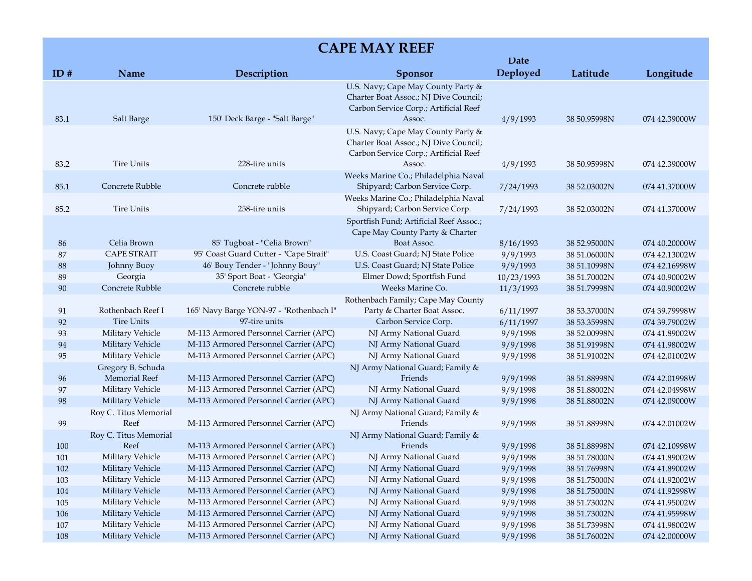# CAPE MAY REEF

| ID # | Name | Description | Sponsor | Date Deployed | Latitude | Longitude |
|---|---|---|---|---|---|---|
| 83.1 | Salt Barge | 150' Deck Barge - "Salt Barge" | U.S. Navy; Cape May County Party & Charter Boat Assoc.; NJ Dive Council; Carbon Service Corp.; Artificial Reef Assoc. | 4/9/1993 | 38 50.95998N | 074 42.39000W |
| 83.2 | Tire Units | 228-tire units | U.S. Navy; Cape May County Party & Charter Boat Assoc.; NJ Dive Council; Carbon Service Corp.; Artificial Reef Assoc. | 4/9/1993 | 38 50.95998N | 074 42.39000W |
| 85.1 | Concrete Rubble | Concrete rubble | Weeks Marine Co.; Philadelphia Naval Shipyard; Carbon Service Corp. | 7/24/1993 | 38 52.03002N | 074 41.37000W |
| 85.2 | Tire Units | 258-tire units | Weeks Marine Co.; Philadelphia Naval Shipyard; Carbon Service Corp. | 7/24/1993 | 38 52.03002N | 074 41.37000W |
| 86 | Celia Brown | 85' Tugboat - "Celia Brown" | Sportfish Fund; Artificial Reef Assoc.; Cape May County Party & Charter Boat Assoc. | 8/16/1993 | 38 52.95000N | 074 40.20000W |
| 87 | CAPE STRAIT | 95' Coast Guard Cutter - "Cape Strait" | U.S. Coast Guard; NJ State Police | 9/9/1993 | 38 51.06000N | 074 42.13002W |
| 88 | Johnny Buoy | 46' Bouy Tender - "Johnny Bouy" | U.S. Coast Guard; NJ State Police | 9/9/1993 | 38 51.10998N | 074 42.16998W |
| 89 | Georgia | 35' Sport Boat - "Georgia" | Elmer Dowd; Sportfish Fund | 10/23/1993 | 38 51.70002N | 074 40.90002W |
| 90 | Concrete Rubble | Concrete rubble | Weeks Marine Co. | 11/3/1993 | 38 51.79998N | 074 40.90002W |
| 91 | Rothenbach Reef I | 165' Navy Barge YON-97 - "Rothenbach I" | Rothenbach Family; Cape May County Party & Charter Boat Assoc. | 6/11/1997 | 38 53.37000N | 074 39.79998W |
| 92 | Tire Units | 97-tire units | Carbon Service Corp. | 6/11/1997 | 38 53.35998N | 074 39.79002W |
| 93 | Military Vehicle | M-113 Armored Personnel Carrier (APC) | NJ Army National Guard | 9/9/1998 | 38 52.00998N | 074 41.89002W |
| 94 | Military Vehicle | M-113 Armored Personnel Carrier (APC) | NJ Army National Guard | 9/9/1998 | 38 51.91998N | 074 41.98002W |
| 95 | Military Vehicle | M-113 Armored Personnel Carrier (APC) | NJ Army National Guard | 9/9/1998 | 38 51.91002N | 074 42.01002W |
| 96 | Gregory B. Schuda Memorial Reef | M-113 Armored Personnel Carrier (APC) | NJ Army National Guard; Family & Friends | 9/9/1998 | 38 51.88998N | 074 42.01998W |
| 97 | Military Vehicle | M-113 Armored Personnel Carrier (APC) | NJ Army National Guard | 9/9/1998 | 38 51.88002N | 074 42.04998W |
| 98 | Military Vehicle | M-113 Armored Personnel Carrier (APC) | NJ Army National Guard | 9/9/1998 | 38 51.88002N | 074 42.09000W |
| 99 | Roy C. Titus Memorial Reef | M-113 Armored Personnel Carrier (APC) | NJ Army National Guard; Family & Friends | 9/9/1998 | 38 51.88998N | 074 42.01002W |
| 100 | Roy C. Titus Memorial Reef | M-113 Armored Personnel Carrier (APC) | NJ Army National Guard; Family & Friends | 9/9/1998 | 38 51.88998N | 074 42.10998W |
| 101 | Military Vehicle | M-113 Armored Personnel Carrier (APC) | NJ Army National Guard | 9/9/1998 | 38 51.78000N | 074 41.89002W |
| 102 | Military Vehicle | M-113 Armored Personnel Carrier (APC) | NJ Army National Guard | 9/9/1998 | 38 51.76998N | 074 41.89002W |
| 103 | Military Vehicle | M-113 Armored Personnel Carrier (APC) | NJ Army National Guard | 9/9/1998 | 38 51.75000N | 074 41.92002W |
| 104 | Military Vehicle | M-113 Armored Personnel Carrier (APC) | NJ Army National Guard | 9/9/1998 | 38 51.75000N | 074 41.92998W |
| 105 | Military Vehicle | M-113 Armored Personnel Carrier (APC) | NJ Army National Guard | 9/9/1998 | 38 51.73002N | 074 41.95002W |
| 106 | Military Vehicle | M-113 Armored Personnel Carrier (APC) | NJ Army National Guard | 9/9/1998 | 38 51.73002N | 074 41.95998W |
| 107 | Military Vehicle | M-113 Armored Personnel Carrier (APC) | NJ Army National Guard | 9/9/1998 | 38 51.73998N | 074 41.98002W |
| 108 | Military Vehicle | M-113 Armored Personnel Carrier (APC) | NJ Army National Guard | 9/9/1998 | 38 51.76002N | 074 42.00000W |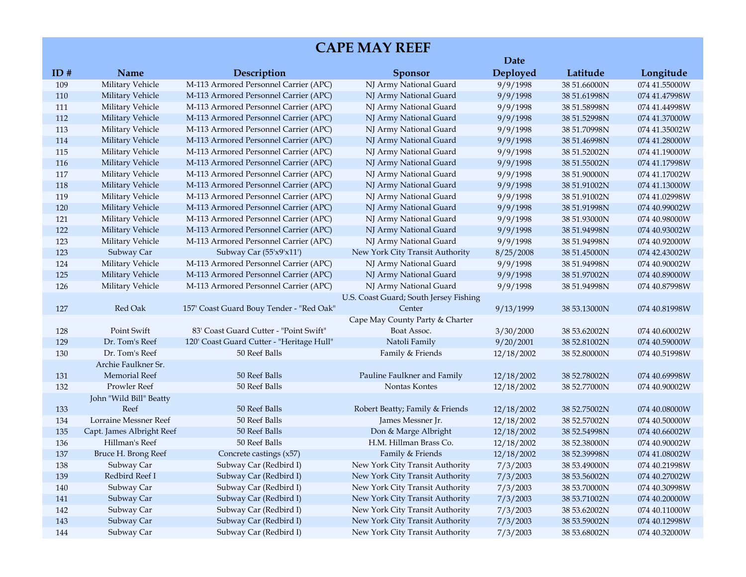# CAPE MAY REEF

| ID # | Name | Description | Sponsor | Date Deployed | Latitude | Longitude |
|---|---|---|---|---|---|---|
| 109 | Military Vehicle | M-113 Armored Personnel Carrier (APC) | NJ Army National Guard | 9/9/1998 | 38 51.66000N | 074 41.55000W |
| 110 | Military Vehicle | M-113 Armored Personnel Carrier (APC) | NJ Army National Guard | 9/9/1998 | 38 51.61998N | 074 41.47998W |
| 111 | Military Vehicle | M-113 Armored Personnel Carrier (APC) | NJ Army National Guard | 9/9/1998 | 38 51.58998N | 074 41.44998W |
| 112 | Military Vehicle | M-113 Armored Personnel Carrier (APC) | NJ Army National Guard | 9/9/1998 | 38 51.52998N | 074 41.37000W |
| 113 | Military Vehicle | M-113 Armored Personnel Carrier (APC) | NJ Army National Guard | 9/9/1998 | 38 51.70998N | 074 41.35002W |
| 114 | Military Vehicle | M-113 Armored Personnel Carrier (APC) | NJ Army National Guard | 9/9/1998 | 38 51.46998N | 074 41.28000W |
| 115 | Military Vehicle | M-113 Armored Personnel Carrier (APC) | NJ Army National Guard | 9/9/1998 | 38 51.52002N | 074 41.19000W |
| 116 | Military Vehicle | M-113 Armored Personnel Carrier (APC) | NJ Army National Guard | 9/9/1998 | 38 51.55002N | 074 41.17998W |
| 117 | Military Vehicle | M-113 Armored Personnel Carrier (APC) | NJ Army National Guard | 9/9/1998 | 38 51.90000N | 074 41.17002W |
| 118 | Military Vehicle | M-113 Armored Personnel Carrier (APC) | NJ Army National Guard | 9/9/1998 | 38 51.91002N | 074 41.13000W |
| 119 | Military Vehicle | M-113 Armored Personnel Carrier (APC) | NJ Army National Guard | 9/9/1998 | 38 51.91002N | 074 41.02998W |
| 120 | Military Vehicle | M-113 Armored Personnel Carrier (APC) | NJ Army National Guard | 9/9/1998 | 38 51.91998N | 074 40.99002W |
| 121 | Military Vehicle | M-113 Armored Personnel Carrier (APC) | NJ Army National Guard | 9/9/1998 | 38 51.93000N | 074 40.98000W |
| 122 | Military Vehicle | M-113 Armored Personnel Carrier (APC) | NJ Army National Guard | 9/9/1998 | 38 51.94998N | 074 40.93002W |
| 123 | Military Vehicle | M-113 Armored Personnel Carrier (APC) | NJ Army National Guard | 9/9/1998 | 38 51.94998N | 074 40.92000W |
| 123 | Subway Car | Subway Car (55'x9'x11') | New York City Transit Authority | 8/25/2008 | 38 51.45000N | 074 42.43002W |
| 124 | Military Vehicle | M-113 Armored Personnel Carrier (APC) | NJ Army National Guard | 9/9/1998 | 38 51.94998N | 074 40.90002W |
| 125 | Military Vehicle | M-113 Armored Personnel Carrier (APC) | NJ Army National Guard | 9/9/1998 | 38 51.97002N | 074 40.89000W |
| 126 | Military Vehicle | M-113 Armored Personnel Carrier (APC) | NJ Army National Guard | 9/9/1998 | 38 51.94998N | 074 40.87998W |
| 127 | Red Oak | 157' Coast Guard Bouy Tender - "Red Oak" | U.S. Coast Guard; South Jersey Fishing Center | 9/13/1999 | 38 53.13000N | 074 40.81998W |
| 128 | Point Swift | 83' Coast Guard Cutter - "Point Swift" | Cape May County Party & Charter Boat Assoc. | 3/30/2000 | 38 53.62002N | 074 40.60002W |
| 129 | Dr. Tom's Reef | 120' Coast Guard Cutter - "Heritage Hull" | Natoli Family | 9/20/2001 | 38 52.81002N | 074 40.59000W |
| 130 | Dr. Tom's Reef | 50 Reef Balls | Family & Friends | 12/18/2002 | 38 52.80000N | 074 40.51998W |
| 131 | Archie Faulkner Sr. Memorial Reef | 50 Reef Balls | Pauline Faulkner and Family | 12/18/2002 | 38 52.78002N | 074 40.69998W |
| 132 | Prowler Reef | 50 Reef Balls | Nontas Kontes | 12/18/2002 | 38 52.77000N | 074 40.90002W |
| 133 | John "Wild Bill" Beatty Reef | 50 Reef Balls | Robert Beatty; Family & Friends | 12/18/2002 | 38 52.75002N | 074 40.08000W |
| 134 | Lorraine Messner Reef | 50 Reef Balls | James Messner Jr. | 12/18/2002 | 38 52.57002N | 074 40.50000W |
| 135 | Capt. James Albright Reef | 50 Reef Balls | Don & Marge Albright | 12/18/2002 | 38 52.54998N | 074 40.66002W |
| 136 | Hillman's Reef | 50 Reef Balls | H.M. Hillman Brass Co. | 12/18/2002 | 38 52.38000N | 074 40.90002W |
| 137 | Bruce H. Brong Reef | Concrete castings (x57) | Family & Friends | 12/18/2002 | 38 52.39998N | 074 41.08002W |
| 138 | Subway Car | Subway Car (Redbird I) | New York City Transit Authority | 7/3/2003 | 38 53.49000N | 074 40.21998W |
| 139 | Redbird Reef I | Subway Car (Redbird I) | New York City Transit Authority | 7/3/2003 | 38 53.56002N | 074 40.27002W |
| 140 | Subway Car | Subway Car (Redbird I) | New York City Transit Authority | 7/3/2003 | 38 53.70000N | 074 40.30998W |
| 141 | Subway Car | Subway Car (Redbird I) | New York City Transit Authority | 7/3/2003 | 38 53.71002N | 074 40.20000W |
| 142 | Subway Car | Subway Car (Redbird I) | New York City Transit Authority | 7/3/2003 | 38 53.62002N | 074 40.11000W |
| 143 | Subway Car | Subway Car (Redbird I) | New York City Transit Authority | 7/3/2003 | 38 53.59002N | 074 40.12998W |
| 144 | Subway Car | Subway Car (Redbird I) | New York City Transit Authority | 7/3/2003 | 38 53.68002N | 074 40.32000W |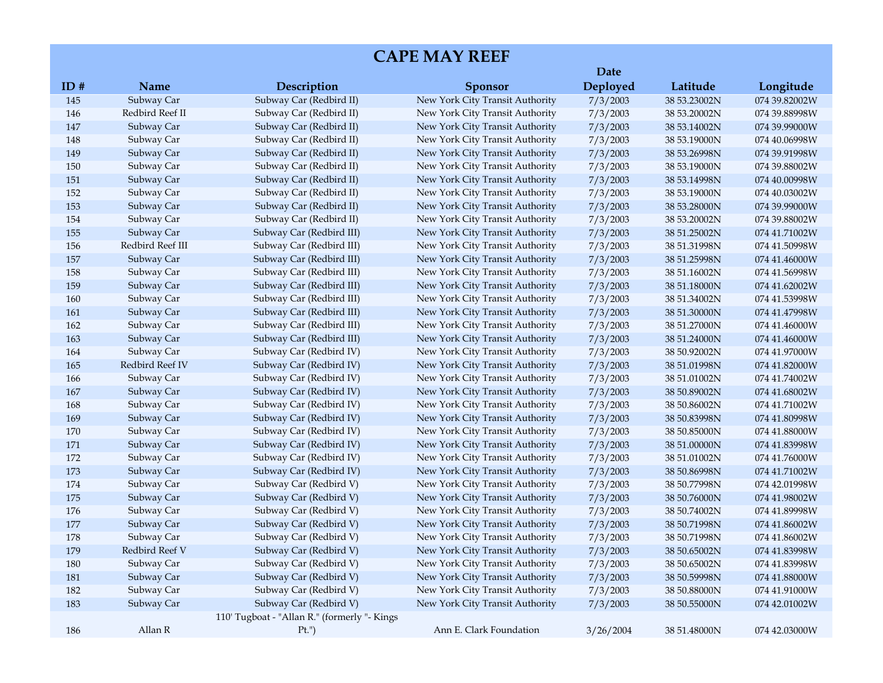# CAPE MAY REEF

| ID # | Name | Description | Sponsor | Date Deployed | Latitude | Longitude |
|---|---|---|---|---|---|---|
| 145 | Subway Car | Subway Car (Redbird II) | New York City Transit Authority | 7/3/2003 | 38 53.23002N | 074 39.82002W |
| 146 | Redbird Reef II | Subway Car (Redbird II) | New York City Transit Authority | 7/3/2003 | 38 53.20002N | 074 39.88998W |
| 147 | Subway Car | Subway Car (Redbird II) | New York City Transit Authority | 7/3/2003 | 38 53.14002N | 074 39.99000W |
| 148 | Subway Car | Subway Car (Redbird II) | New York City Transit Authority | 7/3/2003 | 38 53.19000N | 074 40.06998W |
| 149 | Subway Car | Subway Car (Redbird II) | New York City Transit Authority | 7/3/2003 | 38 53.26998N | 074 39.91998W |
| 150 | Subway Car | Subway Car (Redbird II) | New York City Transit Authority | 7/3/2003 | 38 53.19000N | 074 39.88002W |
| 151 | Subway Car | Subway Car (Redbird II) | New York City Transit Authority | 7/3/2003 | 38 53.14998N | 074 40.00998W |
| 152 | Subway Car | Subway Car (Redbird II) | New York City Transit Authority | 7/3/2003 | 38 53.19000N | 074 40.03002W |
| 153 | Subway Car | Subway Car (Redbird II) | New York City Transit Authority | 7/3/2003 | 38 53.28000N | 074 39.99000W |
| 154 | Subway Car | Subway Car (Redbird II) | New York City Transit Authority | 7/3/2003 | 38 53.20002N | 074 39.88002W |
| 155 | Subway Car | Subway Car (Redbird III) | New York City Transit Authority | 7/3/2003 | 38 51.25002N | 074 41.71002W |
| 156 | Redbird Reef III | Subway Car (Redbird III) | New York City Transit Authority | 7/3/2003 | 38 51.31998N | 074 41.50998W |
| 157 | Subway Car | Subway Car (Redbird III) | New York City Transit Authority | 7/3/2003 | 38 51.25998N | 074 41.46000W |
| 158 | Subway Car | Subway Car (Redbird III) | New York City Transit Authority | 7/3/2003 | 38 51.16002N | 074 41.56998W |
| 159 | Subway Car | Subway Car (Redbird III) | New York City Transit Authority | 7/3/2003 | 38 51.18000N | 074 41.62002W |
| 160 | Subway Car | Subway Car (Redbird III) | New York City Transit Authority | 7/3/2003 | 38 51.34002N | 074 41.53998W |
| 161 | Subway Car | Subway Car (Redbird III) | New York City Transit Authority | 7/3/2003 | 38 51.30000N | 074 41.47998W |
| 162 | Subway Car | Subway Car (Redbird III) | New York City Transit Authority | 7/3/2003 | 38 51.27000N | 074 41.46000W |
| 163 | Subway Car | Subway Car (Redbird III) | New York City Transit Authority | 7/3/2003 | 38 51.24000N | 074 41.46000W |
| 164 | Subway Car | Subway Car (Redbird IV) | New York City Transit Authority | 7/3/2003 | 38 50.92002N | 074 41.97000W |
| 165 | Redbird Reef IV | Subway Car (Redbird IV) | New York City Transit Authority | 7/3/2003 | 38 51.01998N | 074 41.82000W |
| 166 | Subway Car | Subway Car (Redbird IV) | New York City Transit Authority | 7/3/2003 | 38 51.01002N | 074 41.74002W |
| 167 | Subway Car | Subway Car (Redbird IV) | New York City Transit Authority | 7/3/2003 | 38 50.89002N | 074 41.68002W |
| 168 | Subway Car | Subway Car (Redbird IV) | New York City Transit Authority | 7/3/2003 | 38 50.86002N | 074 41.71002W |
| 169 | Subway Car | Subway Car (Redbird IV) | New York City Transit Authority | 7/3/2003 | 38 50.83998N | 074 41.80998W |
| 170 | Subway Car | Subway Car (Redbird IV) | New York City Transit Authority | 7/3/2003 | 38 50.85000N | 074 41.88000W |
| 171 | Subway Car | Subway Car (Redbird IV) | New York City Transit Authority | 7/3/2003 | 38 51.00000N | 074 41.83998W |
| 172 | Subway Car | Subway Car (Redbird IV) | New York City Transit Authority | 7/3/2003 | 38 51.01002N | 074 41.76000W |
| 173 | Subway Car | Subway Car (Redbird IV) | New York City Transit Authority | 7/3/2003 | 38 50.86998N | 074 41.71002W |
| 174 | Subway Car | Subway Car (Redbird V) | New York City Transit Authority | 7/3/2003 | 38 50.77998N | 074 42.01998W |
| 175 | Subway Car | Subway Car (Redbird V) | New York City Transit Authority | 7/3/2003 | 38 50.76000N | 074 41.98002W |
| 176 | Subway Car | Subway Car (Redbird V) | New York City Transit Authority | 7/3/2003 | 38 50.74002N | 074 41.89998W |
| 177 | Subway Car | Subway Car (Redbird V) | New York City Transit Authority | 7/3/2003 | 38 50.71998N | 074 41.86002W |
| 178 | Subway Car | Subway Car (Redbird V) | New York City Transit Authority | 7/3/2003 | 38 50.71998N | 074 41.86002W |
| 179 | Redbird Reef V | Subway Car (Redbird V) | New York City Transit Authority | 7/3/2003 | 38 50.65002N | 074 41.83998W |
| 180 | Subway Car | Subway Car (Redbird V) | New York City Transit Authority | 7/3/2003 | 38 50.65002N | 074 41.83998W |
| 181 | Subway Car | Subway Car (Redbird V) | New York City Transit Authority | 7/3/2003 | 38 50.59998N | 074 41.88000W |
| 182 | Subway Car | Subway Car (Redbird V) | New York City Transit Authority | 7/3/2003 | 38 50.88000N | 074 41.91000W |
| 183 | Subway Car | Subway Car (Redbird V) | New York City Transit Authority | 7/3/2003 | 38 50.55000N | 074 42.01002W |
| 186 | Allan R | 110' Tugboat - "Allan R." (formerly "- Kings Pt.") | Ann E. Clark Foundation | 3/26/2004 | 38 51.48000N | 074 42.03000W |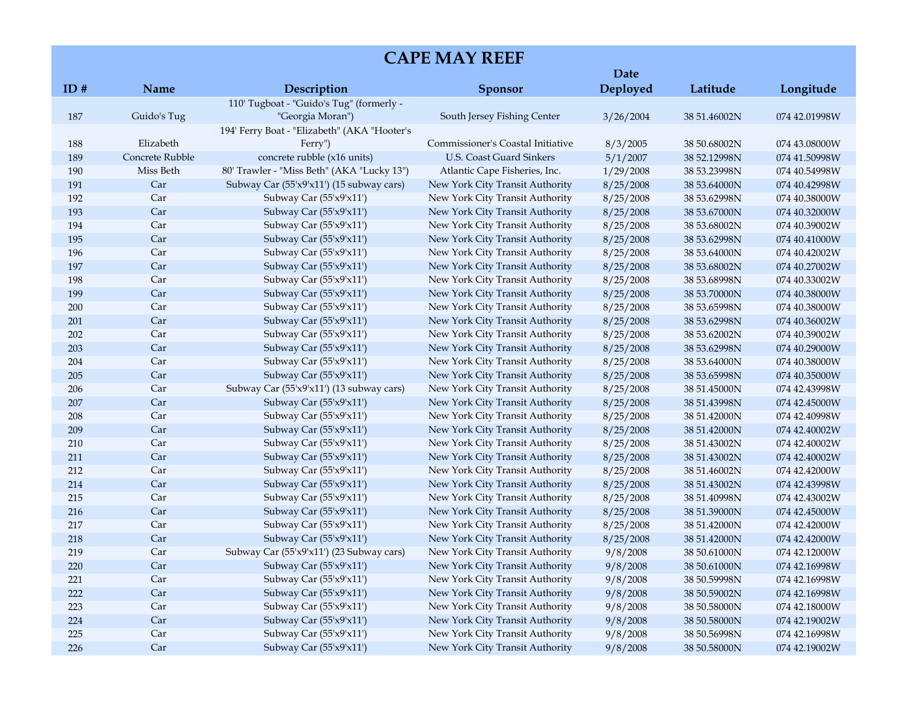# CAPE MAY REEF

| ID # | Name | Description | Sponsor | Date Deployed | Latitude | Longitude |
|---|---|---|---|---|---|---|
| 187 | Guido's Tug | 110' Tugboat - "Guido's Tug" (formerly - "Georgia Moran") | South Jersey Fishing Center | 3/26/2004 | 38 51.46002N | 074 42.01998W |
| 188 | Elizabeth | 194' Ferry Boat - "Elizabeth" (AKA "Hooter's Ferry") | Commissioner's Coastal Initiative | 8/3/2005 | 38 50.68002N | 074 43.08000W |
| 189 | Concrete Rubble | concrete rubble (x16 units) | U.S. Coast Guard Sinkers | 5/1/2007 | 38 52.12998N | 074 41.50998W |
| 190 | Miss Beth | 80' Trawler - "Miss Beth" (AKA "Lucky 13") | Atlantic Cape Fisheries, Inc. | 1/29/2008 | 38 53.23998N | 074 40.54998W |
| 191 | Car | Subway Car (55'x9'x11') (15 subway cars) | New York City Transit Authority | 8/25/2008 | 38 53.64000N | 074 40.42998W |
| 192 | Car | Subway Car (55'x9'x11') | New York City Transit Authority | 8/25/2008 | 38 53.62998N | 074 40.38000W |
| 193 | Car | Subway Car (55'x9'x11') | New York City Transit Authority | 8/25/2008 | 38 53.67000N | 074 40.32000W |
| 194 | Car | Subway Car (55'x9'x11') | New York City Transit Authority | 8/25/2008 | 38 53.68002N | 074 40.39002W |
| 195 | Car | Subway Car (55'x9'x11') | New York City Transit Authority | 8/25/2008 | 38 53.62998N | 074 40.41000W |
| 196 | Car | Subway Car (55'x9'x11') | New York City Transit Authority | 8/25/2008 | 38 53.64000N | 074 40.42002W |
| 197 | Car | Subway Car (55'x9'x11') | New York City Transit Authority | 8/25/2008 | 38 53.68002N | 074 40.27002W |
| 198 | Car | Subway Car (55'x9'x11') | New York City Transit Authority | 8/25/2008 | 38 53.68998N | 074 40.33002W |
| 199 | Car | Subway Car (55'x9'x11') | New York City Transit Authority | 8/25/2008 | 38 53.70000N | 074 40.38000W |
| 200 | Car | Subway Car (55'x9'x11') | New York City Transit Authority | 8/25/2008 | 38 53.65998N | 074 40.38000W |
| 201 | Car | Subway Car (55'x9'x11') | New York City Transit Authority | 8/25/2008 | 38 53.62998N | 074 40.36002W |
| 202 | Car | Subway Car (55'x9'x11') | New York City Transit Authority | 8/25/2008 | 38 53.62002N | 074 40.39002W |
| 203 | Car | Subway Car (55'x9'x11') | New York City Transit Authority | 8/25/2008 | 38 53.62998N | 074 40.29000W |
| 204 | Car | Subway Car (55'x9'x11') | New York City Transit Authority | 8/25/2008 | 38 53.64000N | 074 40.38000W |
| 205 | Car | Subway Car (55'x9'x11') | New York City Transit Authority | 8/25/2008 | 38 53.65998N | 074 40.35000W |
| 206 | Car | Subway Car (55'x9'x11') (13 subway cars) | New York City Transit Authority | 8/25/2008 | 38 51.45000N | 074 42.43998W |
| 207 | Car | Subway Car (55'x9'x11') | New York City Transit Authority | 8/25/2008 | 38 51.43998N | 074 42.45000W |
| 208 | Car | Subway Car (55'x9'x11') | New York City Transit Authority | 8/25/2008 | 38 51.42000N | 074 42.40998W |
| 209 | Car | Subway Car (55'x9'x11') | New York City Transit Authority | 8/25/2008 | 38 51.42000N | 074 42.40002W |
| 210 | Car | Subway Car (55'x9'x11') | New York City Transit Authority | 8/25/2008 | 38 51.43002N | 074 42.40002W |
| 211 | Car | Subway Car (55'x9'x11') | New York City Transit Authority | 8/25/2008 | 38 51.43002N | 074 42.40002W |
| 212 | Car | Subway Car (55'x9'x11') | New York City Transit Authority | 8/25/2008 | 38 51.46002N | 074 42.42000W |
| 214 | Car | Subway Car (55'x9'x11') | New York City Transit Authority | 8/25/2008 | 38 51.43002N | 074 42.43998W |
| 215 | Car | Subway Car (55'x9'x11') | New York City Transit Authority | 8/25/2008 | 38 51.40998N | 074 42.43002W |
| 216 | Car | Subway Car (55'x9'x11') | New York City Transit Authority | 8/25/2008 | 38 51.39000N | 074 42.45000W |
| 217 | Car | Subway Car (55'x9'x11') | New York City Transit Authority | 8/25/2008 | 38 51.42000N | 074 42.42000W |
| 218 | Car | Subway Car (55'x9'x11') | New York City Transit Authority | 8/25/2008 | 38 51.42000N | 074 42.42000W |
| 219 | Car | Subway Car (55'x9'x11') (23 Subway cars) | New York City Transit Authority | 9/8/2008 | 38 50.61000N | 074 42.12000W |
| 220 | Car | Subway Car (55'x9'x11') | New York City Transit Authority | 9/8/2008 | 38 50.61000N | 074 42.16998W |
| 221 | Car | Subway Car (55'x9'x11') | New York City Transit Authority | 9/8/2008 | 38 50.59998N | 074 42.16998W |
| 222 | Car | Subway Car (55'x9'x11') | New York City Transit Authority | 9/8/2008 | 38 50.59002N | 074 42.16998W |
| 223 | Car | Subway Car (55'x9'x11') | New York City Transit Authority | 9/8/2008 | 38 50.58000N | 074 42.18000W |
| 224 | Car | Subway Car (55'x9'x11') | New York City Transit Authority | 9/8/2008 | 38 50.58000N | 074 42.19002W |
| 225 | Car | Subway Car (55'x9'x11') | New York City Transit Authority | 9/8/2008 | 38 50.56998N | 074 42.16998W |
| 226 | Car | Subway Car (55'x9'x11') | New York City Transit Authority | 9/8/2008 | 38 50.58000N | 074 42.19002W |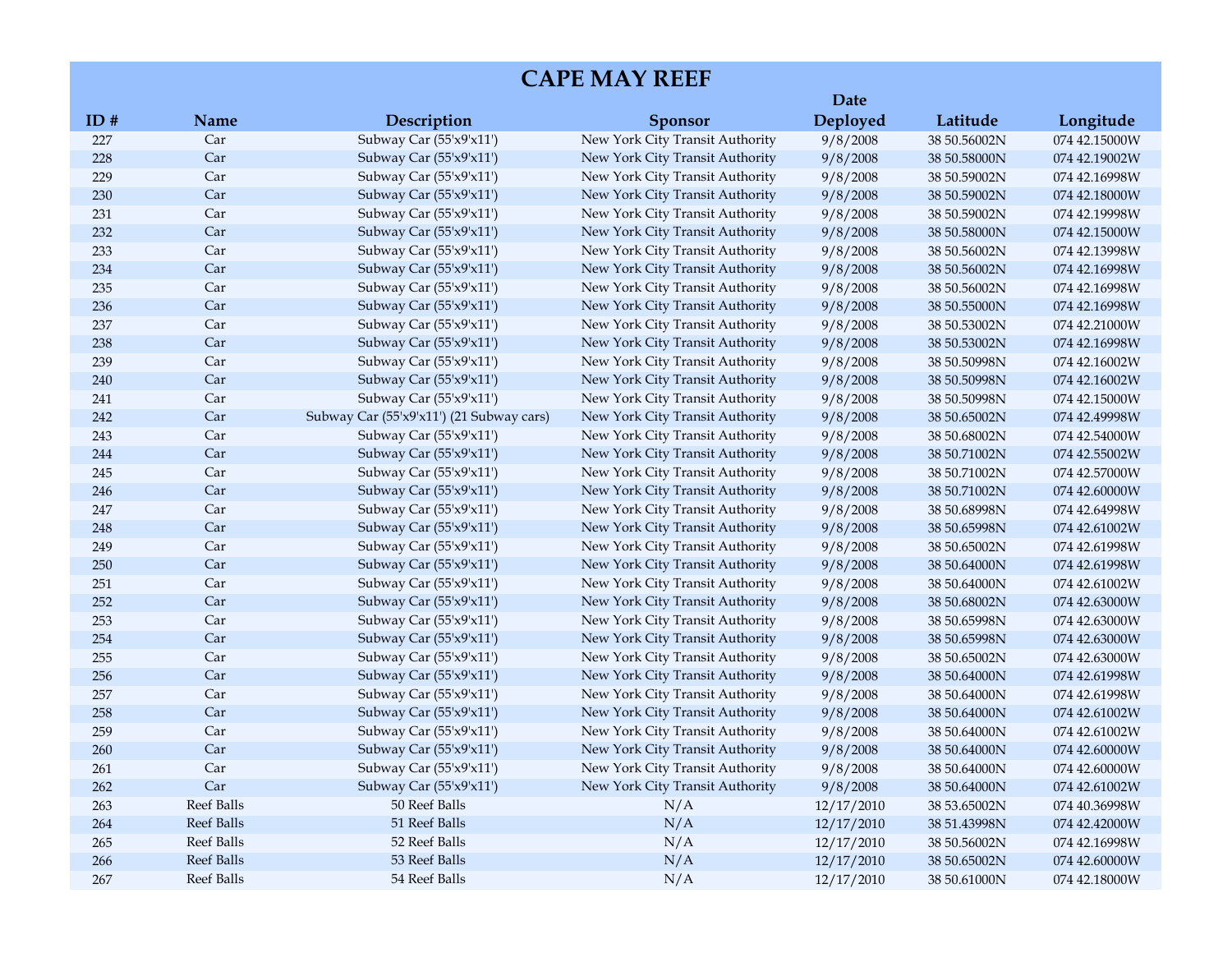# CAPE MAY REEF

| ID # | Name | Description | Sponsor | Date Deployed | Latitude | Longitude |
|---|---|---|---|---|---|---|
| 227 | Car | Subway Car (55'x9'x11') | New York City Transit Authority | 9/8/2008 | 38 50.56002N | 074 42.15000W |
| 228 | Car | Subway Car (55'x9'x11') | New York City Transit Authority | 9/8/2008 | 38 50.58000N | 074 42.19002W |
| 229 | Car | Subway Car (55'x9'x11') | New York City Transit Authority | 9/8/2008 | 38 50.59002N | 074 42.16998W |
| 230 | Car | Subway Car (55'x9'x11') | New York City Transit Authority | 9/8/2008 | 38 50.59002N | 074 42.18000W |
| 231 | Car | Subway Car (55'x9'x11') | New York City Transit Authority | 9/8/2008 | 38 50.59002N | 074 42.19998W |
| 232 | Car | Subway Car (55'x9'x11') | New York City Transit Authority | 9/8/2008 | 38 50.58000N | 074 42.15000W |
| 233 | Car | Subway Car (55'x9'x11') | New York City Transit Authority | 9/8/2008 | 38 50.56002N | 074 42.13998W |
| 234 | Car | Subway Car (55'x9'x11') | New York City Transit Authority | 9/8/2008 | 38 50.56002N | 074 42.16998W |
| 235 | Car | Subway Car (55'x9'x11') | New York City Transit Authority | 9/8/2008 | 38 50.56002N | 074 42.16998W |
| 236 | Car | Subway Car (55'x9'x11') | New York City Transit Authority | 9/8/2008 | 38 50.55000N | 074 42.16998W |
| 237 | Car | Subway Car (55'x9'x11') | New York City Transit Authority | 9/8/2008 | 38 50.53002N | 074 42.21000W |
| 238 | Car | Subway Car (55'x9'x11') | New York City Transit Authority | 9/8/2008 | 38 50.53002N | 074 42.16998W |
| 239 | Car | Subway Car (55'x9'x11') | New York City Transit Authority | 9/8/2008 | 38 50.50998N | 074 42.16002W |
| 240 | Car | Subway Car (55'x9'x11') | New York City Transit Authority | 9/8/2008 | 38 50.50998N | 074 42.16002W |
| 241 | Car | Subway Car (55'x9'x11') | New York City Transit Authority | 9/8/2008 | 38 50.50998N | 074 42.15000W |
| 242 | Car | Subway Car (55'x9'x11') (21 Subway cars) | New York City Transit Authority | 9/8/2008 | 38 50.65002N | 074 42.49998W |
| 243 | Car | Subway Car (55'x9'x11') | New York City Transit Authority | 9/8/2008 | 38 50.68002N | 074 42.54000W |
| 244 | Car | Subway Car (55'x9'x11') | New York City Transit Authority | 9/8/2008 | 38 50.71002N | 074 42.55002W |
| 245 | Car | Subway Car (55'x9'x11') | New York City Transit Authority | 9/8/2008 | 38 50.71002N | 074 42.57000W |
| 246 | Car | Subway Car (55'x9'x11') | New York City Transit Authority | 9/8/2008 | 38 50.71002N | 074 42.60000W |
| 247 | Car | Subway Car (55'x9'x11') | New York City Transit Authority | 9/8/2008 | 38 50.68998N | 074 42.64998W |
| 248 | Car | Subway Car (55'x9'x11') | New York City Transit Authority | 9/8/2008 | 38 50.65998N | 074 42.61002W |
| 249 | Car | Subway Car (55'x9'x11') | New York City Transit Authority | 9/8/2008 | 38 50.65002N | 074 42.61998W |
| 250 | Car | Subway Car (55'x9'x11') | New York City Transit Authority | 9/8/2008 | 38 50.64000N | 074 42.61998W |
| 251 | Car | Subway Car (55'x9'x11') | New York City Transit Authority | 9/8/2008 | 38 50.64000N | 074 42.61002W |
| 252 | Car | Subway Car (55'x9'x11') | New York City Transit Authority | 9/8/2008 | 38 50.68002N | 074 42.63000W |
| 253 | Car | Subway Car (55'x9'x11') | New York City Transit Authority | 9/8/2008 | 38 50.65998N | 074 42.63000W |
| 254 | Car | Subway Car (55'x9'x11') | New York City Transit Authority | 9/8/2008 | 38 50.65998N | 074 42.63000W |
| 255 | Car | Subway Car (55'x9'x11') | New York City Transit Authority | 9/8/2008 | 38 50.65002N | 074 42.63000W |
| 256 | Car | Subway Car (55'x9'x11') | New York City Transit Authority | 9/8/2008 | 38 50.64000N | 074 42.61998W |
| 257 | Car | Subway Car (55'x9'x11') | New York City Transit Authority | 9/8/2008 | 38 50.64000N | 074 42.61998W |
| 258 | Car | Subway Car (55'x9'x11') | New York City Transit Authority | 9/8/2008 | 38 50.64000N | 074 42.61002W |
| 259 | Car | Subway Car (55'x9'x11') | New York City Transit Authority | 9/8/2008 | 38 50.64000N | 074 42.61002W |
| 260 | Car | Subway Car (55'x9'x11') | New York City Transit Authority | 9/8/2008 | 38 50.64000N | 074 42.60000W |
| 261 | Car | Subway Car (55'x9'x11') | New York City Transit Authority | 9/8/2008 | 38 50.64000N | 074 42.60000W |
| 262 | Car | Subway Car (55'x9'x11') | New York City Transit Authority | 9/8/2008 | 38 50.64000N | 074 42.61002W |
| 263 | Reef Balls | 50 Reef Balls | N/A | 12/17/2010 | 38 53.65002N | 074 40.36998W |
| 264 | Reef Balls | 51 Reef Balls | N/A | 12/17/2010 | 38 51.43998N | 074 42.42000W |
| 265 | Reef Balls | 52 Reef Balls | N/A | 12/17/2010 | 38 50.56002N | 074 42.16998W |
| 266 | Reef Balls | 53 Reef Balls | N/A | 12/17/2010 | 38 50.65002N | 074 42.60000W |
| 267 | Reef Balls | 54 Reef Balls | N/A | 12/17/2010 | 38 50.61000N | 074 42.18000W |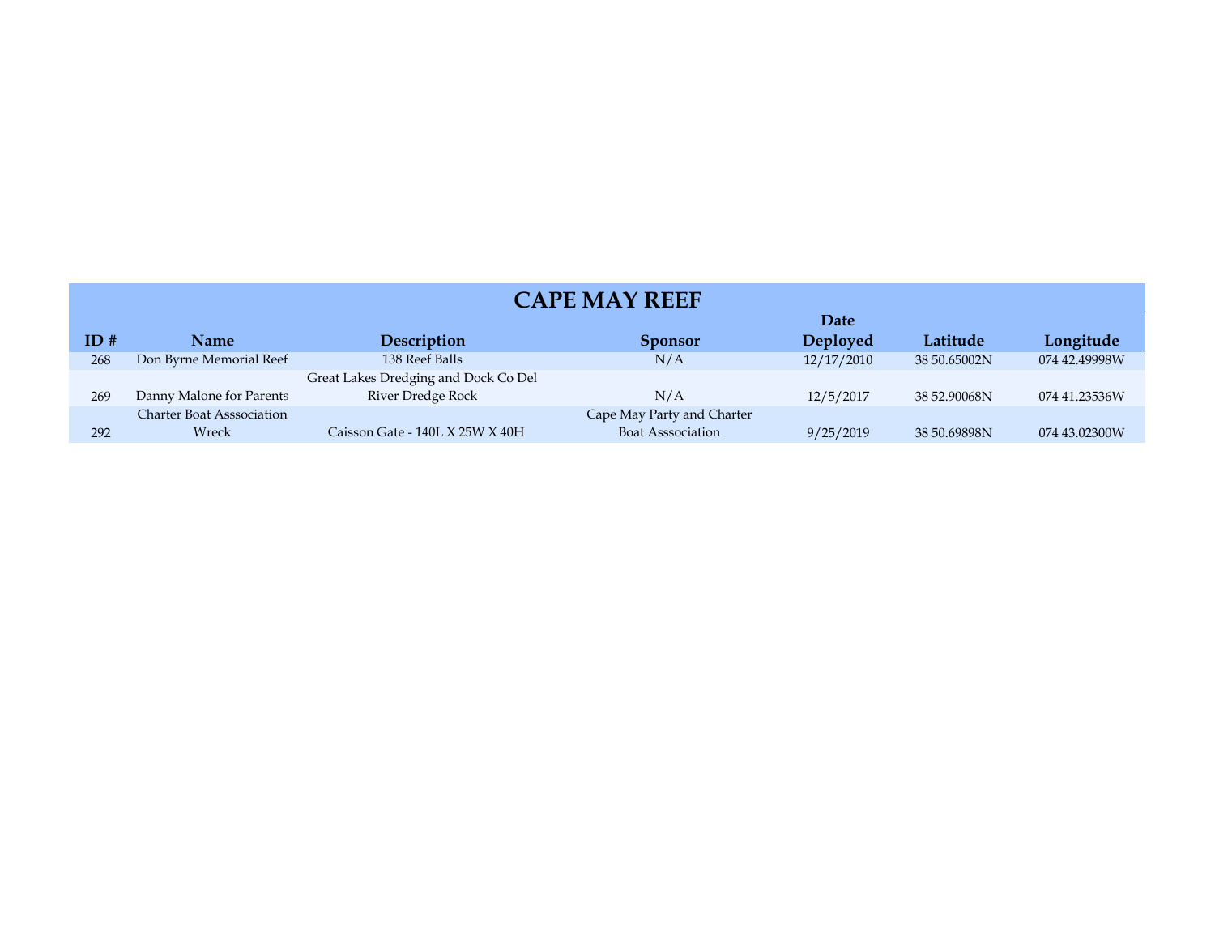# CAPE MAY REEF

| ID # | Name | Description | Sponsor | Date Deployed | Latitude | Longitude |
|---|---|---|---|---|---|---|
| 268 | Don Byrne Memorial Reef | 138 Reef Balls | N/A | 12/17/2010 | 38 50.65002N | 074 42.49998W |
| 269 | Danny Malone for Parents | Great Lakes Dredging and Dock Co Del River Dredge Rock | N/A | 12/5/2017 | 38 52.90068N | 074 41.23536W |
| 292 | Charter Boat Asssociation Wreck | Caisson Gate - 140L X 25W X 40H | Cape May Party and Charter Boat Asssociation | 9/25/2019 | 38 50.69898N | 074 43.02300W |